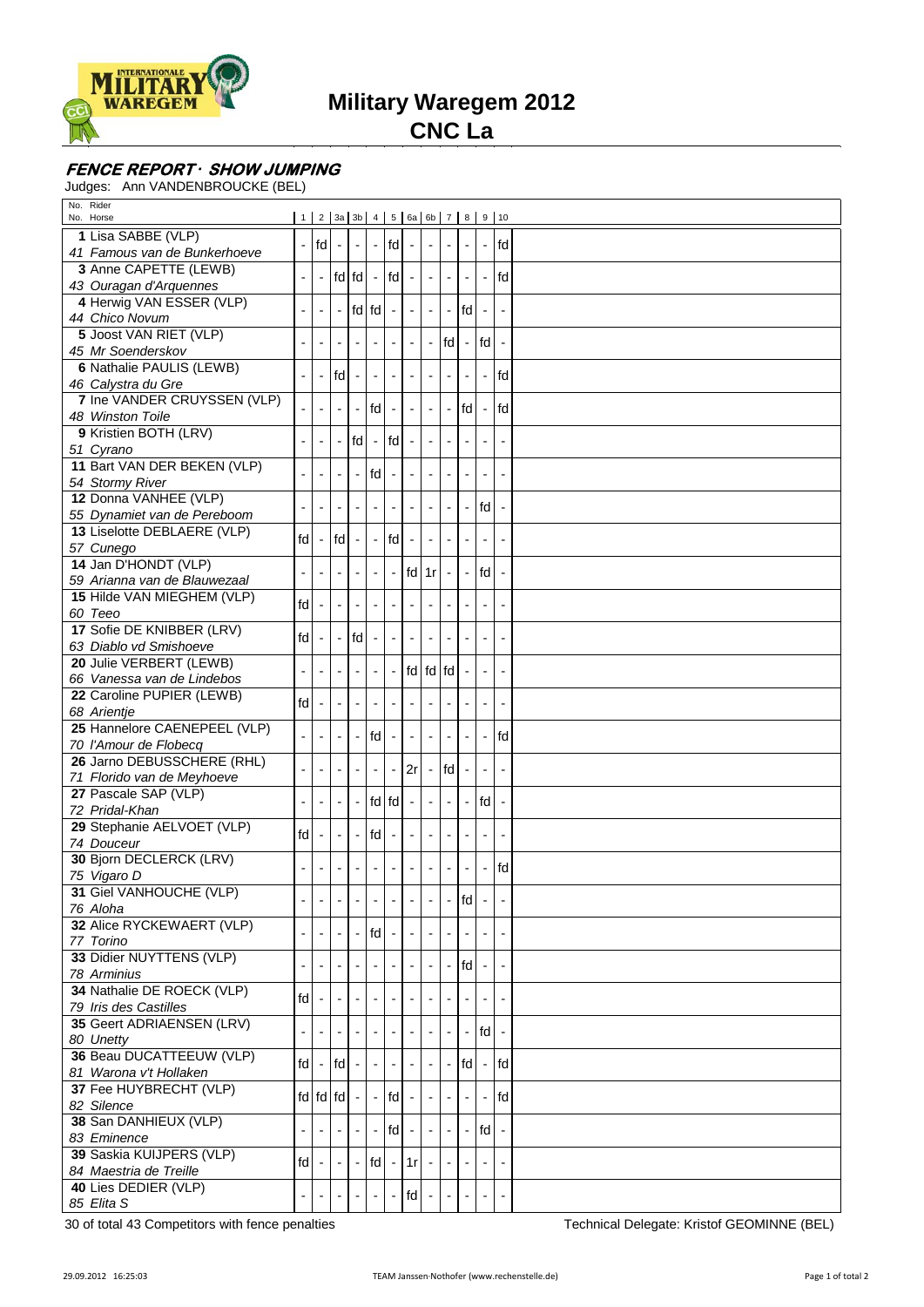# Military Waregem 2012

## CNC La

### FENCE REPORT - SHOW JUMPING

Judges: Ann VANDENBROUCKE (BEL)

| No. Rider / No. Horse | 1 | 2 | 3a | 3b | 4 | 5 | 6a | 6b | 7 | 8 | 9 | 10 |
|---|---|---|---|---|---|---|---|---|---|---|---|---|
| 1 Lisa SABBE (VLP) / 41 Famous van de Bunkerhoeve | - | fd | - | - | - | fd | - | - | - | - | - | fd |
| 3 Anne CAPETTE (LEWB) / 43 Ouragan d'Arquennes | - | - | fd | fd | - | fd | - | - | - | - | - | fd |
| 4 Herwig VAN ESSER (VLP) / 44 Chico Novum | - | - | - | fd | fd | - | - | - | - | fd | - | - |
| 5 Joost VAN RIET (VLP) / 45 Mr Soenderskov | - | - | - | - | - | - | - | - | fd | - | fd | - |
| 6 Nathalie PAULIS (LEWB) / 46 Calystra du Gre | - | - | fd | - | - | - | - | - | - | - | - | fd |
| 7 Ine VANDER CRUYSSEN (VLP) / 48 Winston Toile | - | - | - | - | fd | - | - | - | - | fd | - | fd |
| 9 Kristien BOTH (LRV) / 51 Cyrano | - | - | - | fd | - | fd | - | - | - | - | - | - |
| 11 Bart VAN DER BEKEN (VLP) / 54 Stormy River | - | - | - | - | fd | - | - | - | - | - | - | - |
| 12 Donna VANHEE (VLP) / 55 Dynamiet van de Pereboom | - | - | - | - | - | - | - | - | - | - | fd | - |
| 13 Liselotte DEBLAERE (VLP) / 57 Cunego | fd | - | fd | - | - | fd | - | - | - | - | - | - |
| 14 Jan D'HONDT (VLP) / 59 Arianna van de Blauwezaal | - | - | - | - | - | - | fd | 1r | - | - | fd | - |
| 15 Hilde VAN MIEGHEM (VLP) / 60 Teeo | fd | - | - | - | - | - | - | - | - | - | - | - |
| 17 Sofie DE KNIBBER (LRV) / 63 Diablo vd Smishoeve | fd | - | - | fd | - | - | - | - | - | - | - | - |
| 20 Julie VERBERT (LEWB) / 66 Vanessa van de Lindebos | - | - | - | - | - | - | fd | fd | fd | - | - | - |
| 22 Caroline PUPIER (LEWB) / 68 Arientje | fd | - | - | - | - | - | - | - | - | - | - | - |
| 25 Hannelore CAENEPEEL (VLP) / 70 l'Amour de Flobecq | - | - | - | - | fd | - | - | - | - | - | - | fd |
| 26 Jarno DEBUSSCHERE (RHL) / 71 Florido van de Meyhoeve | - | - | - | - | - | - | 2r | - | fd | - | - | - |
| 27 Pascale SAP (VLP) / 72 Pridal-Khan | - | - | - | - | fd | fd | - | - | - | - | fd | - |
| 29 Stephanie AELVOET (VLP) / 74 Douceur | fd | - | - | - | fd | - | - | - | - | - | - | - |
| 30 Bjorn DECLERCK (LRV) / 75 Vigaro D | - | - | - | - | - | - | - | - | - | - | - | fd |
| 31 Giel VANHOUCHE (VLP) / 76 Aloha | - | - | - | - | - | - | - | - | - | fd | - | - |
| 32 Alice RYCKEWAERT (VLP) / 77 Torino | - | - | - | - | fd | - | - | - | - | - | - | - |
| 33 Didier NUYTTENS (VLP) / 78 Arminius | - | - | - | - | - | - | - | - | - | fd | - | - |
| 34 Nathalie DE ROECK (VLP) / 79 Iris des Castilles | fd | - | - | - | - | - | - | - | - | - | - | - |
| 35 Geert ADRIAENSEN (LRV) / 80 Unetty | - | - | - | - | - | - | - | - | - | - | fd | - |
| 36 Beau DUCATTEEUW (VLP) / 81 Warona v't Hollaken | fd | - | fd | - | - | - | - | - | - | fd | - | fd |
| 37 Fee HUYBRECHT (VLP) / 82 Silence | fd | fd | fd | - | - | fd | - | - | - | - | - | fd |
| 38 San DANHIEUX (VLP) / 83 Eminence | - | - | - | - | - | fd | - | - | - | - | fd | - |
| 39 Saskia KUIJPERS (VLP) / 84 Maestria de Treille | fd | - | - | - | fd | - | 1r | - | - | - | - | - |
| 40 Lies DEDIER (VLP) / 85 Elita S | - | - | - | - | - | - | fd | - | - | - | - | - |

30 of total 43 Competitors with fence penalties

Technical Delegate: Kristof GEOMINNE (BEL)

29.09.2012 16:25:03 TEAM Janssen-Nothofer (www.rechenstelle.de)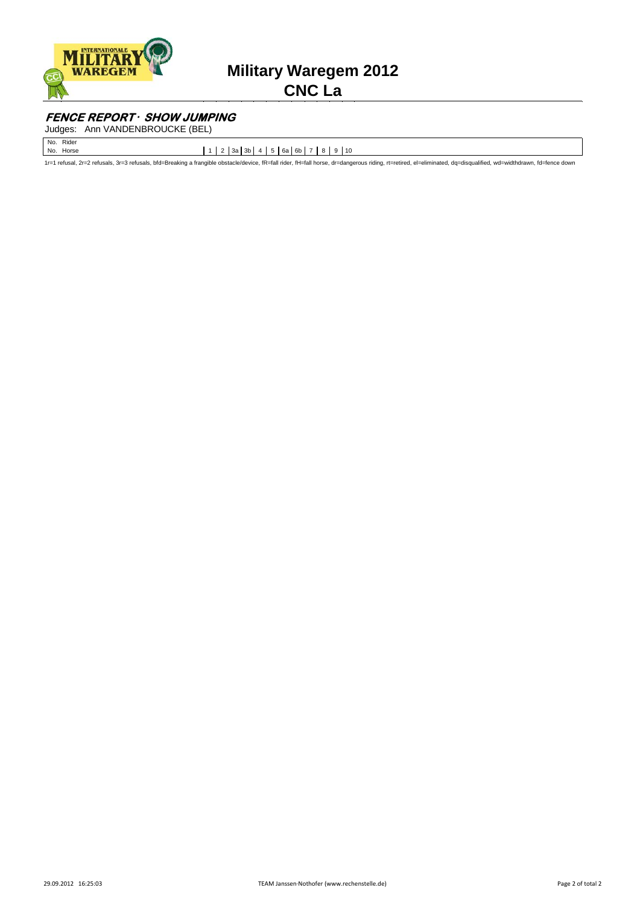# Military Waregem 2012

## CNC La

### *FENCE REPORT · SHOW JUMPING*

Judges: Ann VANDENBROUCKE (BEL)

| No. Rider<br>No. Horse | 1 | 2 | 3a | 3b | 4 | 5 | 6a | 6b | 7 | 8 | 9 | 10 |
|---|---|---|---|---|---|---|---|---|---|---|---|---|

1r=1 refusal, 2r=2 refusals, 3r=3 refusals, bfd=Breaking a frangible obstacle/device, fR=fall rider, fH=fall horse, dr=dangerous riding, rt=retired, el=eliminated, dq=disqualified, wd=widthdrawn, fd=fence down

29.09.2012 16:25:03

TEAM Janssen-Nothofer (www.rechenstelle.de)